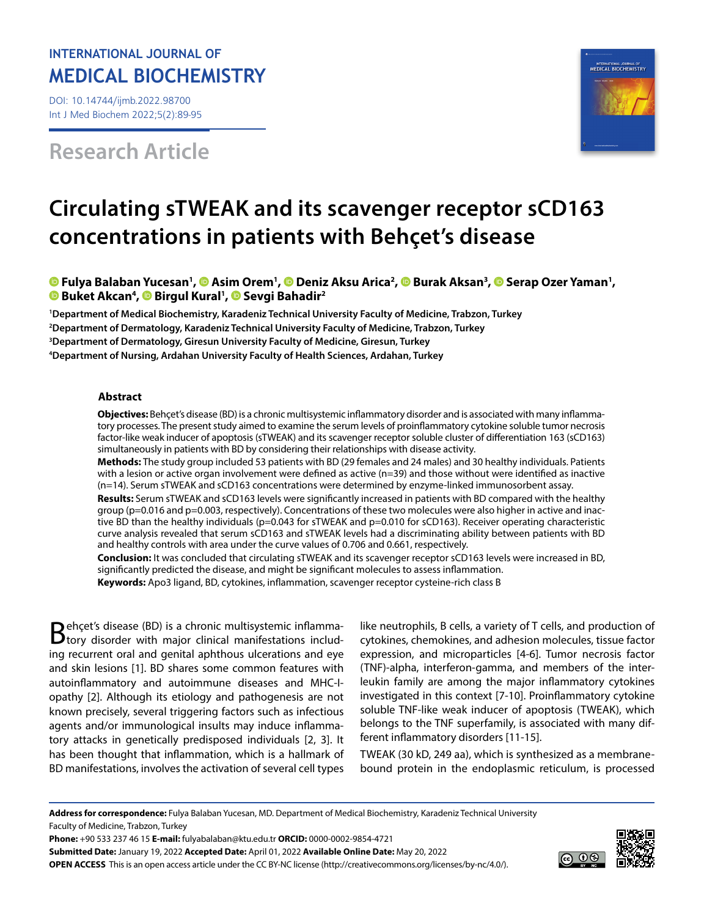INTERNATIONAL JOURNAL OF
# MEDICAL BIOCHEMISTRY

DOI: 10.14744/ijmb.2022.98700
Int J Med Biochem 2022;5(2):89-95

## Research Article

# Circulating sTWEAK and its scavenger receptor sCD163 concentrations in patients with Behçet's disease

**Fulya Balaban Yucesan[1], Asim Orem[1], Deniz Aksu Arica[2], Burak Aksan[3], Serap Ozer Yaman[1], Buket Akcan[4], Birgul Kural[1], Sevgi Bahadir[2]**

[1]Department of Medical Biochemistry, Karadeniz Technical University Faculty of Medicine, Trabzon, Turkey
[2]Department of Dermatology, Karadeniz Technical University Faculty of Medicine, Trabzon, Turkey
[3]Department of Dermatology, Giresun University Faculty of Medicine, Giresun, Turkey
[4]Department of Nursing, Ardahan University Faculty of Health Sciences, Ardahan, Turkey

### Abstract

**Objectives:** Behçet's disease (BD) is a chronic multisystemic inflammatory disorder and is associated with many inflammatory processes. The present study aimed to examine the serum levels of proinflammatory cytokine soluble tumor necrosis factor-like weak inducer of apoptosis (sTWEAK) and its scavenger receptor soluble cluster of differentiation 163 (sCD163) simultaneously in patients with BD by considering their relationships with disease activity.

**Methods:** The study group included 53 patients with BD (29 females and 24 males) and 30 healthy individuals. Patients with a lesion or active organ involvement were defined as active (n=39) and those without were identified as inactive (n=14). Serum sTWEAK and sCD163 concentrations were determined by enzyme-linked immunosorbent assay.

**Results:** Serum sTWEAK and sCD163 levels were significantly increased in patients with BD compared with the healthy group (p=0.016 and p=0.003, respectively). Concentrations of these two molecules were also higher in active and inactive BD than the healthy individuals (p=0.043 for sTWEAK and p=0.010 for sCD163). Receiver operating characteristic curve analysis revealed that serum sCD163 and sTWEAK levels had a discriminating ability between patients with BD and healthy controls with area under the curve values of 0.706 and 0.661, respectively.

**Conclusion:** It was concluded that circulating sTWEAK and its scavenger receptor sCD163 levels were increased in BD, significantly predicted the disease, and might be significant molecules to assess inflammation.

**Keywords:** Apo3 ligand, BD, cytokines, inflammation, scavenger receptor cysteine-rich class B

Behçet's disease (BD) is a chronic multisystemic inflammatory disorder with major clinical manifestations including recurrent oral and genital aphthous ulcerations and eye and skin lesions [1]. BD shares some common features with autoinflammatory and autoimmune diseases and MHC-I-opathy [2]. Although its etiology and pathogenesis are not known precisely, several triggering factors such as infectious agents and/or immunological insults may induce inflammatory attacks in genetically predisposed individuals [2, 3]. It has been thought that inflammation, which is a hallmark of BD manifestations, involves the activation of several cell types like neutrophils, B cells, a variety of T cells, and production of cytokines, chemokines, and adhesion molecules, tissue factor expression, and microparticles [4-6]. Tumor necrosis factor (TNF)-alpha, interferon-gamma, and members of the interleukin family are among the major inflammatory cytokines investigated in this context [7-10]. Proinflammatory cytokine soluble TNF-like weak inducer of apoptosis (TWEAK), which belongs to the TNF superfamily, is associated with many different inflammatory disorders [11-15].

TWEAK (30 kD, 249 aa), which is synthesized as a membrane-bound protein in the endoplasmic reticulum, is processed

**Address for correspondence:** Fulya Balaban Yucesan, MD. Department of Medical Biochemistry, Karadeniz Technical University Faculty of Medicine, Trabzon, Turkey
**Phone:** +90 533 237 46 15 **E-mail:** fulyabalaban@ktu.edu.tr **ORCID:** 0000-0002-9854-4721
**Submitted Date:** January 19, 2022 **Accepted Date:** April 01, 2022 **Available Online Date:** May 20, 2022
**OPEN ACCESS** This is an open access article under the CC BY-NC license (http://creativecommons.org/licenses/by-nc/4.0/).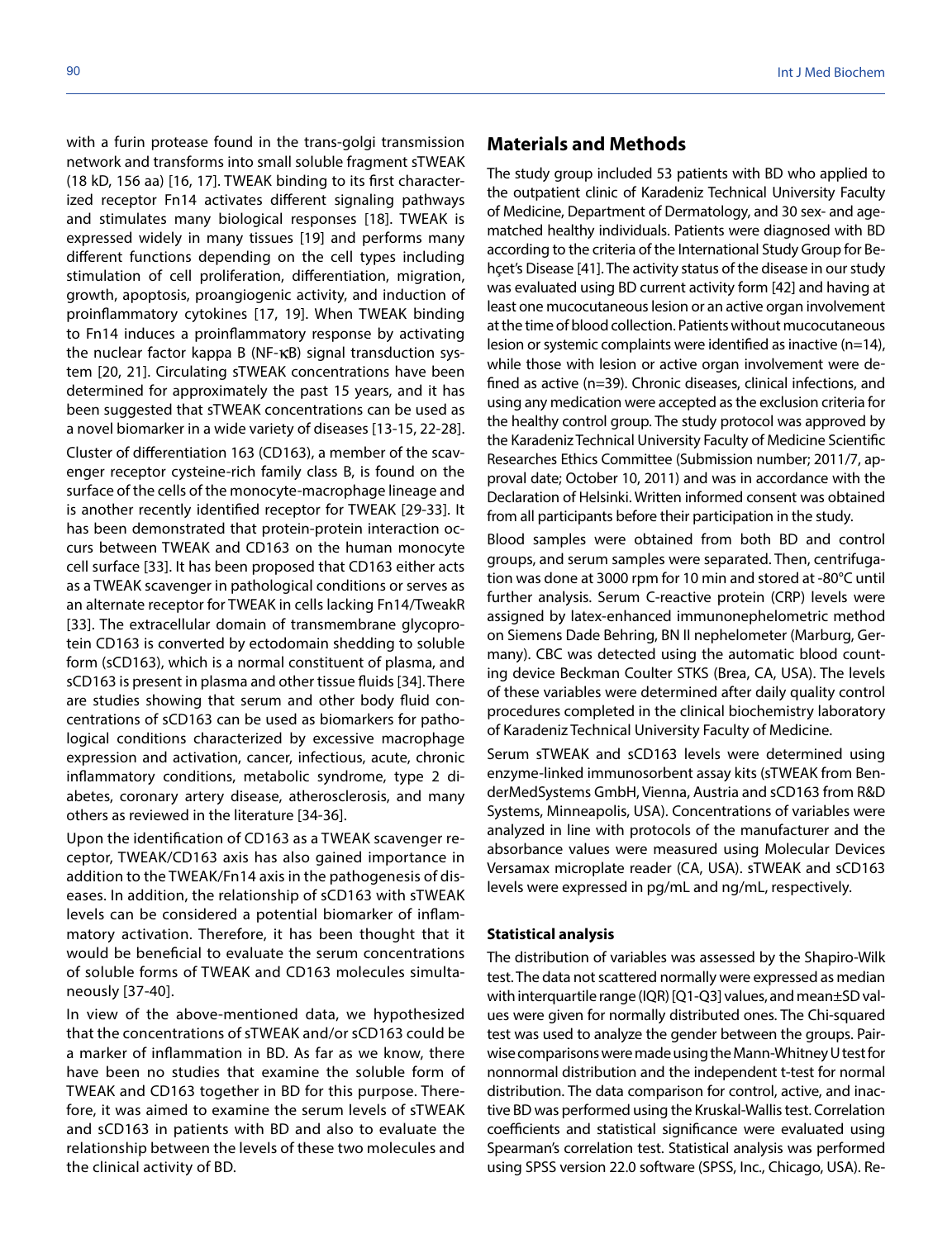with a furin protease found in the trans-golgi transmission network and transforms into small soluble fragment sTWEAK (18 kD, 156 aa) [16, 17]. TWEAK binding to its first characterized receptor Fn14 activates different signaling pathways and stimulates many biological responses [18]. TWEAK is expressed widely in many tissues [19] and performs many different functions depending on the cell types including stimulation of cell proliferation, differentiation, migration, growth, apoptosis, proangiogenic activity, and induction of proinflammatory cytokines [17, 19]. When TWEAK binding to Fn14 induces a proinflammatory response by activating the nuclear factor kappa B (NF-κB) signal transduction system [20, 21]. Circulating sTWEAK concentrations have been determined for approximately the past 15 years, and it has been suggested that sTWEAK concentrations can be used as a novel biomarker in a wide variety of diseases [13-15, 22-28].

Cluster of differentiation 163 (CD163), a member of the scavenger receptor cysteine-rich family class B, is found on the surface of the cells of the monocyte-macrophage lineage and is another recently identified receptor for TWEAK [29-33]. It has been demonstrated that protein-protein interaction occurs between TWEAK and CD163 on the human monocyte cell surface [33]. It has been proposed that CD163 either acts as a TWEAK scavenger in pathological conditions or serves as an alternate receptor for TWEAK in cells lacking Fn14/TweakR [33]. The extracellular domain of transmembrane glycoprotein CD163 is converted by ectodomain shedding to soluble form (sCD163), which is a normal constituent of plasma, and sCD163 is present in plasma and other tissue fluids [34]. There are studies showing that serum and other body fluid concentrations of sCD163 can be used as biomarkers for pathological conditions characterized by excessive macrophage expression and activation, cancer, infectious, acute, chronic inflammatory conditions, metabolic syndrome, type 2 diabetes, coronary artery disease, atherosclerosis, and many others as reviewed in the literature [34-36].

Upon the identification of CD163 as a TWEAK scavenger receptor, TWEAK/CD163 axis has also gained importance in addition to the TWEAK/Fn14 axis in the pathogenesis of diseases. In addition, the relationship of sCD163 with sTWEAK levels can be considered a potential biomarker of inflammatory activation. Therefore, it has been thought that it would be beneficial to evaluate the serum concentrations of soluble forms of TWEAK and CD163 molecules simultaneously [37-40].

In view of the above-mentioned data, we hypothesized that the concentrations of sTWEAK and/or sCD163 could be a marker of inflammation in BD. As far as we know, there have been no studies that examine the soluble form of TWEAK and CD163 together in BD for this purpose. Therefore, it was aimed to examine the serum levels of sTWEAK and sCD163 in patients with BD and also to evaluate the relationship between the levels of these two molecules and the clinical activity of BD.

## Materials and Methods

The study group included 53 patients with BD who applied to the outpatient clinic of Karadeniz Technical University Faculty of Medicine, Department of Dermatology, and 30 sex- and age-matched healthy individuals. Patients were diagnosed with BD according to the criteria of the International Study Group for Behçet's Disease [41]. The activity status of the disease in our study was evaluated using BD current activity form [42] and having at least one mucocutaneous lesion or an active organ involvement at the time of blood collection. Patients without mucocutaneous lesion or systemic complaints were identified as inactive (n=14), while those with lesion or active organ involvement were defined as active (n=39). Chronic diseases, clinical infections, and using any medication were accepted as the exclusion criteria for the healthy control group. The study protocol was approved by the Karadeniz Technical University Faculty of Medicine Scientific Researches Ethics Committee (Submission number; 2011/7, approval date; October 10, 2011) and was in accordance with the Declaration of Helsinki. Written informed consent was obtained from all participants before their participation in the study.

Blood samples were obtained from both BD and control groups, and serum samples were separated. Then, centrifugation was done at 3000 rpm for 10 min and stored at -80°C until further analysis. Serum C-reactive protein (CRP) levels were assigned by latex-enhanced immunonephelometric method on Siemens Dade Behring, BN II nephelometer (Marburg, Germany). CBC was detected using the automatic blood counting device Beckman Coulter STKS (Brea, CA, USA). The levels of these variables were determined after daily quality control procedures completed in the clinical biochemistry laboratory of Karadeniz Technical University Faculty of Medicine.

Serum sTWEAK and sCD163 levels were determined using enzyme-linked immunosorbent assay kits (sTWEAK from BenderMedSystems GmbH, Vienna, Austria and sCD163 from R&D Systems, Minneapolis, USA). Concentrations of variables were analyzed in line with protocols of the manufacturer and the absorbance values were measured using Molecular Devices Versamax microplate reader (CA, USA). sTWEAK and sCD163 levels were expressed in pg/mL and ng/mL, respectively.

### Statistical analysis

The distribution of variables was assessed by the Shapiro-Wilk test. The data not scattered normally were expressed as median with interquartile range (IQR) [Q1-Q3] values, and mean±SD values were given for normally distributed ones. The Chi-squared test was used to analyze the gender between the groups. Pairwise comparisons were made using the Mann-Whitney U test for nonnormal distribution and the independent t-test for normal distribution. The data comparison for control, active, and inactive BD was performed using the Kruskal-Wallis test. Correlation coefficients and statistical significance were evaluated using Spearman's correlation test. Statistical analysis was performed using SPSS version 22.0 software (SPSS, Inc., Chicago, USA). Re-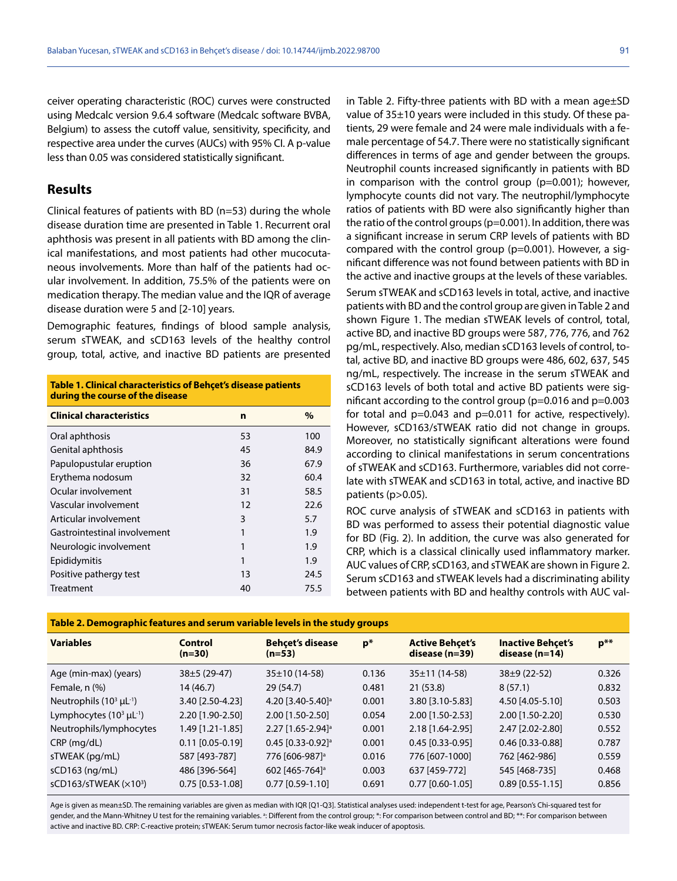ceiver operating characteristic (ROC) curves were constructed using Medcalc version 9.6.4 software (Medcalc software BVBA, Belgium) to assess the cutoff value, sensitivity, specificity, and respective area under the curves (AUCs) with 95% CI. A p-value less than 0.05 was considered statistically significant.

## Results

Clinical features of patients with BD (n=53) during the whole disease duration time are presented in Table 1. Recurrent oral aphthosis was present in all patients with BD among the clinical manifestations, and most patients had other mucocutaneous involvements. More than half of the patients had ocular involvement. In addition, 75.5% of the patients were on medication therapy. The median value and the IQR of average disease duration were 5 and [2-10] years.

Demographic features, findings of blood sample analysis, serum sTWEAK, and sCD163 levels of the healthy control group, total, active, and inactive BD patients are presented in Table 2. Fifty-three patients with BD with a mean age±SD value of 35±10 years were included in this study. Of these patients, 29 were female and 24 were male individuals with a female percentage of 54.7. There were no statistically significant differences in terms of age and gender between the groups. Neutrophil counts increased significantly in patients with BD in comparison with the control group (p=0.001); however, lymphocyte counts did not vary. The neutrophil/lymphocyte ratios of patients with BD were also significantly higher than the ratio of the control groups (p=0.001). In addition, there was a significant increase in serum CRP levels of patients with BD compared with the control group (p=0.001). However, a significant difference was not found between patients with BD in the active and inactive groups at the levels of these variables.

Serum sTWEAK and sCD163 levels in total, active, and inactive patients with BD and the control group are given in Table 2 and shown Figure 1. The median sTWEAK levels of control, total, active BD, and inactive BD groups were 587, 776, 776, and 762 pg/mL, respectively. Also, median sCD163 levels of control, total, active BD, and inactive BD groups were 486, 602, 637, 545 ng/mL, respectively. The increase in the serum sTWEAK and sCD163 levels of both total and active BD patients were significant according to the control group (p=0.016 and p=0.003 for total and p=0.043 and p=0.011 for active, respectively). However, sCD163/sTWEAK ratio did not change in groups. Moreover, no statistically significant alterations were found according to clinical manifestations in serum concentrations of sTWEAK and sCD163. Furthermore, variables did not correlate with sTWEAK and sCD163 in total, active, and inactive BD patients (p>0.05).

ROC curve analysis of sTWEAK and sCD163 in patients with BD was performed to assess their potential diagnostic value for BD (Fig. 2). In addition, the curve was also generated for CRP, which is a classical clinically used inflammatory marker. AUC values of CRP, sCD163, and sTWEAK are shown in Figure 2. Serum sCD163 and sTWEAK levels had a discriminating ability between patients with BD and healthy controls with AUC val-

**Table 1. Clinical characteristics of Behçet's disease patients during the course of the disease**

| Clinical characteristics | n | % |
|---|---|---|
| Oral aphthosis | 53 | 100 |
| Genital aphthosis | 45 | 84.9 |
| Papulopustular eruption | 36 | 67.9 |
| Erythema nodosum | 32 | 60.4 |
| Ocular involvement | 31 | 58.5 |
| Vascular involvement | 12 | 22.6 |
| Articular involvement | 3 | 5.7 |
| Gastrointestinal involvement | 1 | 1.9 |
| Neurologic involvement | 1 | 1.9 |
| Epididymitis | 1 | 1.9 |
| Positive pathergy test | 13 | 24.5 |
| Treatment | 40 | 75.5 |

**Table 2. Demographic features and serum variable levels in the study groups**

| Variables | Control (n=30) | Behçet's disease (n=53) | p* | Active Behçet's disease (n=39) | Inactive Behçet's disease (n=14) | p** |
|---|---|---|---|---|---|---|
| Age (min-max) (years) | 38±5 (29-47) | 35±10 (14-58) | 0.136 | 35±11 (14-58) | 38±9 (22-52) | 0.326 |
| Female, n (%) | 14 (46.7) | 29 (54.7) | 0.481 | 21 (53.8) | 8 (57.1) | 0.832 |
| Neutrophils ($10^3$ $\mu L^{-1}$) | 3.40 [2.50-4.23] | 4.20 [3.40-5.40][a] | 0.001 | 3.80 [3.10-5.83] | 4.50 [4.05-5.10] | 0.503 |
| Lymphocytes ($10^3$ $\mu L^{-1}$) | 2.20 [1.90-2.50] | 2.00 [1.50-2.50] | 0.054 | 2.00 [1.50-2.53] | 2.00 [1.50-2.20] | 0.530 |
| Neutrophils/lymphocytes | 1.49 [1.21-1.85] | 2.27 [1.65-2.94][a] | 0.001 | 2.18 [1.64-2.95] | 2.47 [2.02-2.80] | 0.552 |
| CRP (mg/dL) | 0.11 [0.05-0.19] | 0.45 [0.33-0.92][a] | 0.001 | 0.45 [0.33-0.95] | 0.46 [0.33-0.88] | 0.787 |
| sTWEAK (pg/mL) | 587 [493-787] | 776 [606-987][a] | 0.016 | 776 [607-1000] | 762 [462-986] | 0.559 |
| sCD163 (ng/mL) | 486 [396-564] | 602 [465-764][a] | 0.003 | 637 [459-772] | 545 [468-735] | 0.468 |
| sCD163/sTWEAK ($\times 10^3$) | 0.75 [0.53-1.08] | 0.77 [0.59-1.10] | 0.691 | 0.77 [0.60-1.05] | 0.89 [0.55-1.15] | 0.856 |

Age is given as mean±SD. The remaining variables are given as median with IQR [Q1-Q3]. Statistical analyses used: independent t-test for age, Pearson's Chi-squared test for gender, and the Mann-Whitney U test for the remaining variables. [a]: Different from the control group; *: For comparison between control and BD; **: For comparison between active and inactive BD. CRP: C-reactive protein; sTWEAK: Serum tumor necrosis factor-like weak inducer of apoptosis.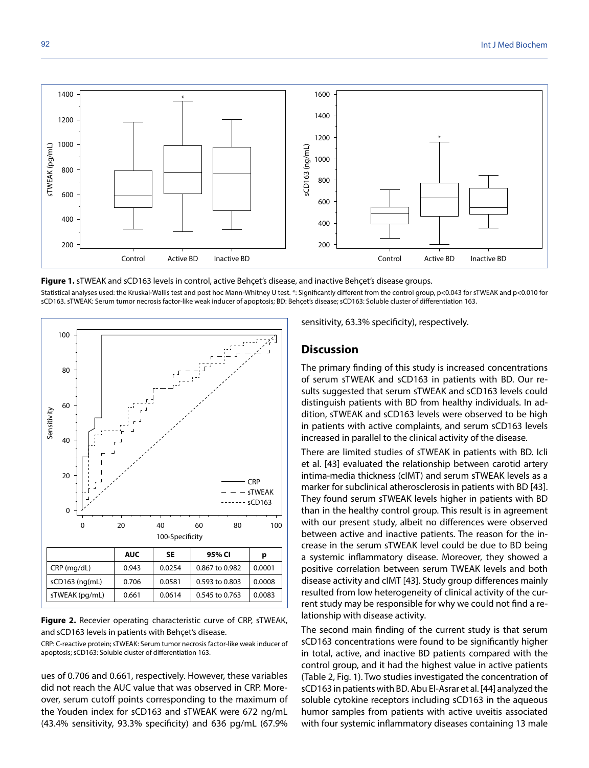sTWEAK (pg/mL)

1400
1200
1000
800
600
400
200

Control Active BD Inactive BD

*

sCD163 (ng/mL)

1600
1400
1200
1000
800
600
400
200

Control Active BD Inactive BD

*

**Figure 1.** sTWEAK and sCD163 levels in control, active Behçet's disease, and inactive Behçet's disease groups.

Statistical analyses used: the Kruskal-Wallis test and post hoc Mann-Whitney U test. *: Significantly different from the control group, p<0.043 for sTWEAK and p<0.010 for sCD163. sTWEAK: Serum tumor necrosis factor-like weak inducer of apoptosis; BD: Behçet's disease; sCD163: Soluble cluster of differentiation 163.

Sensitivity

100
80
60
40
20
0

0 20 40 60 80 100

100-Specificity

CRP
sTWEAK
sCD163

| | AUC | SE | 95% CI | p |
|---|---|---|---|---|
| CRP (mg/dL) | 0.943 | 0.0254 | 0.867 to 0.982 | 0.0001 |
| sCD163 (ng(mL) | 0.706 | 0.0581 | 0.593 to 0.803 | 0.0008 |
| sTWEAK (pg/mL) | 0.661 | 0.0614 | 0.545 to 0.763 | 0.0083 |

**Figure 2.** Recevier operating characteristic curve of CRP, sTWEAK, and sCD163 levels in patients with Behçet's disease.

CRP: C-reactive protein; sTWEAK: Serum tumor necrosis factor-like weak inducer of apoptosis; sCD163: Soluble cluster of differentiation 163.

ues of 0.706 and 0.661, respectively. However, these variables did not reach the AUC value that was observed in CRP. Moreover, serum cutoff points corresponding to the maximum of the Youden index for sCD163 and sTWEAK were 672 ng/mL (43.4% sensitivity, 93.3% specificity) and 636 pg/mL (67.9% sensitivity, 63.3% specificity), respectively.

## Discussion

The primary finding of this study is increased concentrations of serum sTWEAK and sCD163 in patients with BD. Our results suggested that serum sTWEAK and sCD163 levels could distinguish patients with BD from healthy individuals. In addition, sTWEAK and sCD163 levels were observed to be high in patients with active complaints, and serum sCD163 levels increased in parallel to the clinical activity of the disease.

There are limited studies of sTWEAK in patients with BD. Icli et al. [43] evaluated the relationship between carotid artery intima-media thickness (cIMT) and serum sTWEAK levels as a marker for subclinical atherosclerosis in patients with BD [43]. They found serum sTWEAK levels higher in patients with BD than in the healthy control group. This result is in agreement with our present study, albeit no differences were observed between active and inactive patients. The reason for the increase in the serum sTWEAK level could be due to BD being a systemic inflammatory disease. Moreover, they showed a positive correlation between serum TWEAK levels and both disease activity and cIMT [43]. Study group differences mainly resulted from low heterogeneity of clinical activity of the current study may be responsible for why we could not find a relationship with disease activity.

The second main finding of the current study is that serum sCD163 concentrations were found to be significantly higher in total, active, and inactive BD patients compared with the control group, and it had the highest value in active patients (Table 2, Fig. 1). Two studies investigated the concentration of sCD163 in patients with BD. Abu El-Asrar et al. [44] analyzed the soluble cytokine receptors including sCD163 in the aqueous humor samples from patients with active uveitis associated with four systemic inflammatory diseases containing 13 male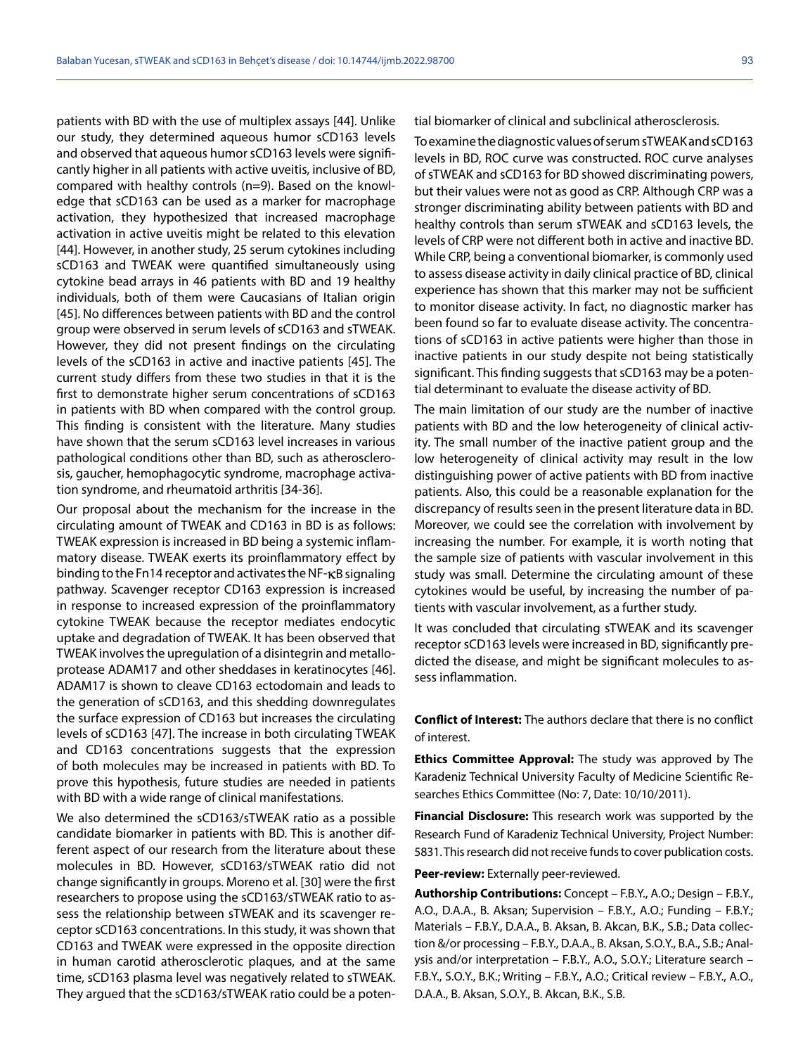patients with BD with the use of multiplex assays [44]. Unlike our study, they determined aqueous humor sCD163 levels and observed that aqueous humor sCD163 levels were significantly higher in all patients with active uveitis, inclusive of BD, compared with healthy controls (n=9). Based on the knowledge that sCD163 can be used as a marker for macrophage activation, they hypothesized that increased macrophage activation in active uveitis might be related to this elevation [44]. However, in another study, 25 serum cytokines including sCD163 and TWEAK were quantified simultaneously using cytokine bead arrays in 46 patients with BD and 19 healthy individuals, both of them were Caucasians of Italian origin [45]. No differences between patients with BD and the control group were observed in serum levels of sCD163 and sTWEAK. However, they did not present findings on the circulating levels of the sCD163 in active and inactive patients [45]. The current study differs from these two studies in that it is the first to demonstrate higher serum concentrations of sCD163 in patients with BD when compared with the control group. This finding is consistent with the literature. Many studies have shown that the serum sCD163 level increases in various pathological conditions other than BD, such as atherosclerosis, gaucher, hemophagocytic syndrome, macrophage activation syndrome, and rheumatoid arthritis [34-36].

Our proposal about the mechanism for the increase in the circulating amount of TWEAK and CD163 in BD is as follows: TWEAK expression is increased in BD being a systemic inflammatory disease. TWEAK exerts its proinflammatory effect by binding to the Fn14 receptor and activates the NF-$\kappa$B signaling pathway. Scavenger receptor CD163 expression is increased in response to increased expression of the proinflammatory cytokine TWEAK because the receptor mediates endocytic uptake and degradation of TWEAK. It has been observed that TWEAK involves the upregulation of a disintegrin and metalloprotease ADAM17 and other sheddases in keratinocytes [46]. ADAM17 is shown to cleave CD163 ectodomain and leads to the generation of sCD163, and this shedding downregulates the surface expression of CD163 but increases the circulating levels of sCD163 [47]. The increase in both circulating TWEAK and CD163 concentrations suggests that the expression of both molecules may be increased in patients with BD. To prove this hypothesis, future studies are needed in patients with BD with a wide range of clinical manifestations.

We also determined the sCD163/sTWEAK ratio as a possible candidate biomarker in patients with BD. This is another different aspect of our research from the literature about these molecules in BD. However, sCD163/sTWEAK ratio did not change significantly in groups. Moreno et al. [30] were the first researchers to propose using the sCD163/sTWEAK ratio to assess the relationship between sTWEAK and its scavenger receptor sCD163 concentrations. In this study, it was shown that CD163 and TWEAK were expressed in the opposite direction in human carotid atherosclerotic plaques, and at the same time, sCD163 plasma level was negatively related to sTWEAK. They argued that the sCD163/sTWEAK ratio could be a potential biomarker of clinical and subclinical atherosclerosis.

To examine the diagnostic values of serum sTWEAK and sCD163 levels in BD, ROC curve was constructed. ROC curve analyses of sTWEAK and sCD163 for BD showed discriminating powers, but their values were not as good as CRP. Although CRP was a stronger discriminating ability between patients with BD and healthy controls than serum sTWEAK and sCD163 levels, the levels of CRP were not different both in active and inactive BD. While CRP, being a conventional biomarker, is commonly used to assess disease activity in daily clinical practice of BD, clinical experience has shown that this marker may not be sufficient to monitor disease activity. In fact, no diagnostic marker has been found so far to evaluate disease activity. The concentrations of sCD163 in active patients were higher than those in inactive patients in our study despite not being statistically significant. This finding suggests that sCD163 may be a potential determinant to evaluate the disease activity of BD.

The main limitation of our study are the number of inactive patients with BD and the low heterogeneity of clinical activity. The small number of the inactive patient group and the low heterogeneity of clinical activity may result in the low distinguishing power of active patients with BD from inactive patients. Also, this could be a reasonable explanation for the discrepancy of results seen in the present literature data in BD. Moreover, we could see the correlation with involvement by increasing the number. For example, it is worth noting that the sample size of patients with vascular involvement in this study was small. Determine the circulating amount of these cytokines would be useful, by increasing the number of patients with vascular involvement, as a further study.

It was concluded that circulating sTWEAK and its scavenger receptor sCD163 levels were increased in BD, significantly predicted the disease, and might be significant molecules to assess inflammation.

**Conflict of Interest:** The authors declare that there is no conflict of interest.

**Ethics Committee Approval:** The study was approved by The Karadeniz Technical University Faculty of Medicine Scientific Researches Ethics Committee (No: 7, Date: 10/10/2011).

**Financial Disclosure:** This research work was supported by the Research Fund of Karadeniz Technical University, Project Number: 5831. This research did not receive funds to cover publication costs.

**Peer-review:** Externally peer-reviewed.

**Authorship Contributions:** Concept – F.B.Y., A.O.; Design – F.B.Y., A.O., D.A.A., B. Aksan; Supervision – F.B.Y., A.O.; Funding – F.B.Y.; Materials – F.B.Y., D.A.A., B. Aksan, B. Akcan, B.K., S.B.; Data collection &/or processing – F.B.Y., D.A.A., B. Aksan, S.O.Y., B.A., S.B.; Analysis and/or interpretation – F.B.Y., A.O., S.O.Y.; Literature search – F.B.Y., S.O.Y., B.K.; Writing – F.B.Y., A.O.; Critical review – F.B.Y., A.O., D.A.A., B. Aksan, S.O.Y., B. Akcan, B.K., S.B.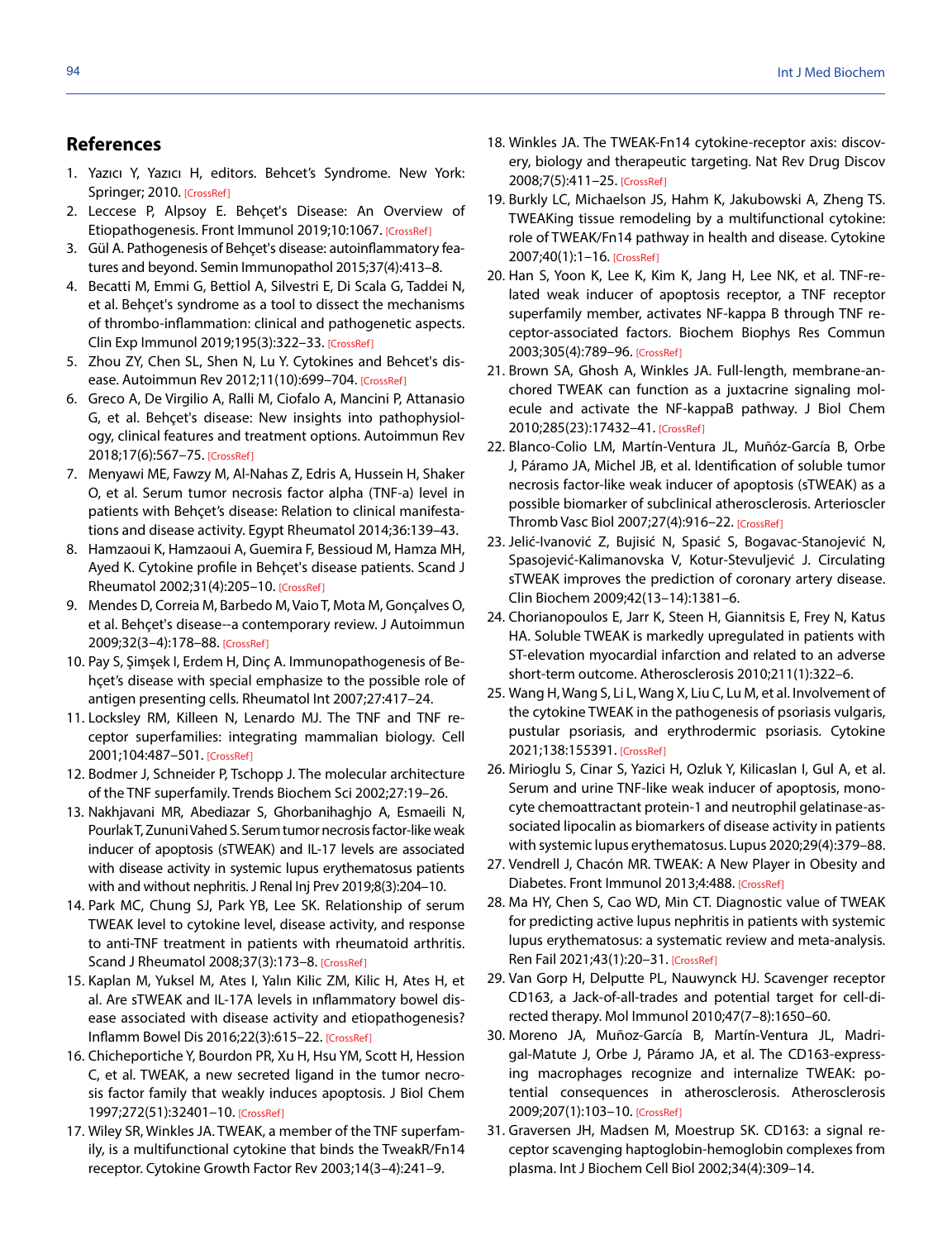## References

1. Yazıcı Y, Yazıcı H, editors. Behcet's Syndrome. New York: Springer; 2010. [CrossRef]
2. Leccese P, Alpsoy E. Behçet's Disease: An Overview of Etiopathogenesis. Front Immunol 2019;10:1067. [CrossRef]
3. Gül A. Pathogenesis of Behçet's disease: autoinflammatory features and beyond. Semin Immunopathol 2015;37(4):413–8.
4. Becatti M, Emmi G, Bettiol A, Silvestri E, Di Scala G, Taddei N, et al. Behçet's syndrome as a tool to dissect the mechanisms of thrombo-inflammation: clinical and pathogenetic aspects. Clin Exp Immunol 2019;195(3):322–33. [CrossRef]
5. Zhou ZY, Chen SL, Shen N, Lu Y. Cytokines and Behcet's disease. Autoimmun Rev 2012;11(10):699–704. [CrossRef]
6. Greco A, De Virgilio A, Ralli M, Ciofalo A, Mancini P, Attanasio G, et al. Behçet's disease: New insights into pathophysiology, clinical features and treatment options. Autoimmun Rev 2018;17(6):567–75. [CrossRef]
7. Menyawi ME, Fawzy M, Al-Nahas Z, Edris A, Hussein H, Shaker O, et al. Serum tumor necrosis factor alpha (TNF-a) level in patients with Behçet's disease: Relation to clinical manifestations and disease activity. Egypt Rheumatol 2014;36:139–43.
8. Hamzaoui K, Hamzaoui A, Guemira F, Bessioud M, Hamza MH, Ayed K. Cytokine profile in Behçet's disease patients. Scand J Rheumatol 2002;31(4):205–10. [CrossRef]
9. Mendes D, Correia M, Barbedo M, Vaio T, Mota M, Gonçalves O, et al. Behçet's disease--a contemporary review. J Autoimmun 2009;32(3–4):178–88. [CrossRef]
10. Pay S, Şimşek I, Erdem H, Dinç A. Immunopathogenesis of Behçet's disease with special emphasize to the possible role of antigen presenting cells. Rheumatol Int 2007;27:417–24.
11. Locksley RM, Killeen N, Lenardo MJ. The TNF and TNF receptor superfamilies: integrating mammalian biology. Cell 2001;104:487–501. [CrossRef]
12. Bodmer J, Schneider P, Tschopp J. The molecular architecture of the TNF superfamily. Trends Biochem Sci 2002;27:19–26.
13. Nakhjavani MR, Abediazar S, Ghorbanihaghjo A, Esmaeili N, Pourlak T, Zununi Vahed S. Serum tumor necrosis factor-like weak inducer of apoptosis (sTWEAK) and IL-17 levels are associated with disease activity in systemic lupus erythematosus patients with and without nephritis. J Renal Inj Prev 2019;8(3):204–10.
14. Park MC, Chung SJ, Park YB, Lee SK. Relationship of serum TWEAK level to cytokine level, disease activity, and response to anti-TNF treatment in patients with rheumatoid arthritis. Scand J Rheumatol 2008;37(3):173–8. [CrossRef]
15. Kaplan M, Yuksel M, Ates I, Yalın Kilic ZM, Kilic H, Ates H, et al. Are sTWEAK and IL-17A levels in ınflammatory bowel disease associated with disease activity and etiopathogenesis? Inflamm Bowel Dis 2016;22(3):615–22. [CrossRef]
16. Chicheportiche Y, Bourdon PR, Xu H, Hsu YM, Scott H, Hession C, et al. TWEAK, a new secreted ligand in the tumor necrosis factor family that weakly induces apoptosis. J Biol Chem 1997;272(51):32401–10. [CrossRef]
17. Wiley SR, Winkles JA. TWEAK, a member of the TNF superfamily, is a multifunctional cytokine that binds the TweakR/Fn14 receptor. Cytokine Growth Factor Rev 2003;14(3–4):241–9.
18. Winkles JA. The TWEAK-Fn14 cytokine-receptor axis: discovery, biology and therapeutic targeting. Nat Rev Drug Discov 2008;7(5):411–25. [CrossRef]
19. Burkly LC, Michaelson JS, Hahm K, Jakubowski A, Zheng TS. TWEAKing tissue remodeling by a multifunctional cytokine: role of TWEAK/Fn14 pathway in health and disease. Cytokine 2007;40(1):1–16. [CrossRef]
20. Han S, Yoon K, Lee K, Kim K, Jang H, Lee NK, et al. TNF-related weak inducer of apoptosis receptor, a TNF receptor superfamily member, activates NF-kappa B through TNF receptor-associated factors. Biochem Biophys Res Commun 2003;305(4):789–96. [CrossRef]
21. Brown SA, Ghosh A, Winkles JA. Full-length, membrane-anchored TWEAK can function as a juxtacrine signaling molecule and activate the NF-kappaB pathway. J Biol Chem 2010;285(23):17432–41. [CrossRef]
22. Blanco-Colio LM, Martín-Ventura JL, Muñóz-García B, Orbe J, Páramo JA, Michel JB, et al. Identification of soluble tumor necrosis factor-like weak inducer of apoptosis (sTWEAK) as a possible biomarker of subclinical atherosclerosis. Arterioscler Thromb Vasc Biol 2007;27(4):916–22. [CrossRef]
23. Jelić-Ivanović Z, Bujisić N, Spasić S, Bogavac-Stanojević N, Spasojević-Kalimanovska V, Kotur-Stevuljević J. Circulating sTWEAK improves the prediction of coronary artery disease. Clin Biochem 2009;42(13–14):1381–6.
24. Chorianopoulos E, Jarr K, Steen H, Giannitsis E, Frey N, Katus HA. Soluble TWEAK is markedly upregulated in patients with ST-elevation myocardial infarction and related to an adverse short-term outcome. Atherosclerosis 2010;211(1):322–6.
25. Wang H, Wang S, Li L, Wang X, Liu C, Lu M, et al. Involvement of the cytokine TWEAK in the pathogenesis of psoriasis vulgaris, pustular psoriasis, and erythrodermic psoriasis. Cytokine 2021;138:155391. [CrossRef]
26. Mirioglu S, Cinar S, Yazici H, Ozluk Y, Kilicaslan I, Gul A, et al. Serum and urine TNF-like weak inducer of apoptosis, monocyte chemoattractant protein-1 and neutrophil gelatinase-associated lipocalin as biomarkers of disease activity in patients with systemic lupus erythematosus. Lupus 2020;29(4):379–88.
27. Vendrell J, Chacón MR. TWEAK: A New Player in Obesity and Diabetes. Front Immunol 2013;4:488. [CrossRef]
28. Ma HY, Chen S, Cao WD, Min CT. Diagnostic value of TWEAK for predicting active lupus nephritis in patients with systemic lupus erythematosus: a systematic review and meta-analysis. Ren Fail 2021;43(1):20–31. [CrossRef]
29. Van Gorp H, Delputte PL, Nauwynck HJ. Scavenger receptor CD163, a Jack-of-all-trades and potential target for cell-directed therapy. Mol Immunol 2010;47(7–8):1650–60.
30. Moreno JA, Muñoz-García B, Martín-Ventura JL, Madrigal-Matute J, Orbe J, Páramo JA, et al. The CD163-expressing macrophages recognize and internalize TWEAK: potential consequences in atherosclerosis. Atherosclerosis 2009;207(1):103–10. [CrossRef]
31. Graversen JH, Madsen M, Moestrup SK. CD163: a signal receptor scavenging haptoglobin-hemoglobin complexes from plasma. Int J Biochem Cell Biol 2002;34(4):309–14.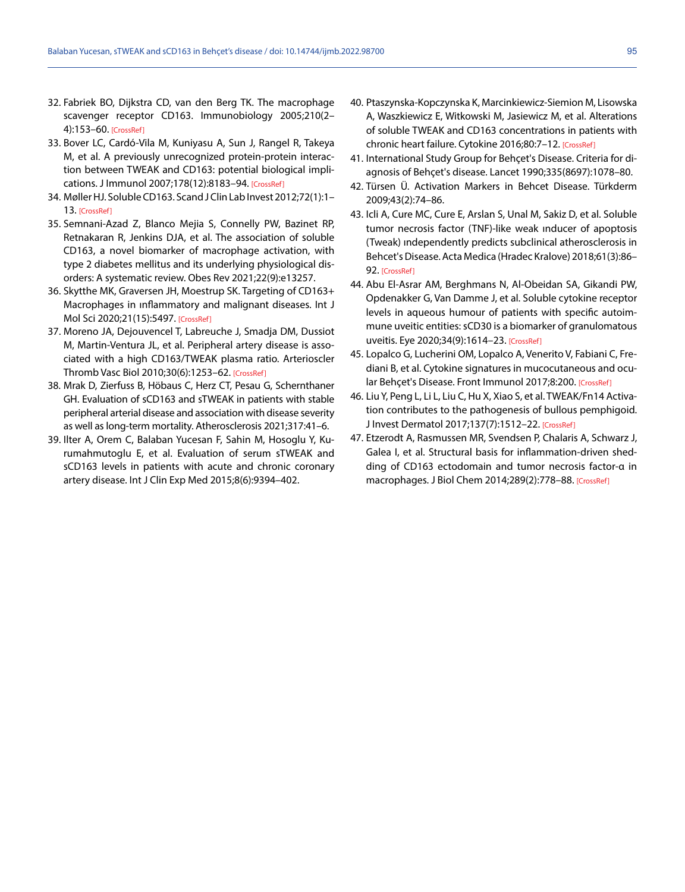32. Fabriek BO, Dijkstra CD, van den Berg TK. The macrophage scavenger receptor CD163. Immunobiology 2005;210(2–4):153–60. [CrossRef]
33. Bover LC, Cardó-Vila M, Kuniyasu A, Sun J, Rangel R, Takeya M, et al. A previously unrecognized protein-protein interaction between TWEAK and CD163: potential biological implications. J Immunol 2007;178(12):8183–94. [CrossRef]
34. Møller HJ. Soluble CD163. Scand J Clin Lab Invest 2012;72(1):1–13. [CrossRef]
35. Semnani-Azad Z, Blanco Mejia S, Connelly PW, Bazinet RP, Retnakaran R, Jenkins DJA, et al. The association of soluble CD163, a novel biomarker of macrophage activation, with type 2 diabetes mellitus and its underlying physiological disorders: A systematic review. Obes Rev 2021;22(9):e13257.
36. Skytthe MK, Graversen JH, Moestrup SK. Targeting of CD163+ Macrophages in ınflammatory and malignant diseases. Int J Mol Sci 2020;21(15):5497. [CrossRef]
37. Moreno JA, Dejouvencel T, Labreuche J, Smadja DM, Dussiot M, Martin-Ventura JL, et al. Peripheral artery disease is associated with a high CD163/TWEAK plasma ratio. Arterioscler Thromb Vasc Biol 2010;30(6):1253–62. [CrossRef]
38. Mrak D, Zierfuss B, Höbaus C, Herz CT, Pesau G, Schernthaner GH. Evaluation of sCD163 and sTWEAK in patients with stable peripheral arterial disease and association with disease severity as well as long-term mortality. Atherosclerosis 2021;317:41–6.
39. Ilter A, Orem C, Balaban Yucesan F, Sahin M, Hosoglu Y, Kurumahmutoglu E, et al. Evaluation of serum sTWEAK and sCD163 levels in patients with acute and chronic coronary artery disease. Int J Clin Exp Med 2015;8(6):9394–402.
40. Ptaszynska-Kopczynska K, Marcinkiewicz-Siemion M, Lisowska A, Waszkiewicz E, Witkowski M, Jasiewicz M, et al. Alterations of soluble TWEAK and CD163 concentrations in patients with chronic heart failure. Cytokine 2016;80:7–12. [CrossRef]
41. International Study Group for Behçet's Disease. Criteria for diagnosis of Behçet's disease. Lancet 1990;335(8697):1078–80.
42. Türsen Ü. Activation Markers in Behcet Disease. Türkderm 2009;43(2):74–86.
43. Icli A, Cure MC, Cure E, Arslan S, Unal M, Sakiz D, et al. Soluble tumor necrosis factor (TNF)-like weak ınducer of apoptosis (Tweak) ındependently predicts subclinical atherosclerosis in Behcet's Disease. Acta Medica (Hradec Kralove) 2018;61(3):86–92. [CrossRef]
44. Abu El-Asrar AM, Berghmans N, Al-Obeidan SA, Gikandi PW, Opdenakker G, Van Damme J, et al. Soluble cytokine receptor levels in aqueous humour of patients with specific autoimmune uveitic entities: sCD30 is a biomarker of granulomatous uveitis. Eye 2020;34(9):1614–23. [CrossRef]
45. Lopalco G, Lucherini OM, Lopalco A, Venerito V, Fabiani C, Frediani B, et al. Cytokine signatures in mucocutaneous and ocular Behçet's Disease. Front Immunol 2017;8:200. [CrossRef]
46. Liu Y, Peng L, Li L, Liu C, Hu X, Xiao S, et al. TWEAK/Fn14 Activation contributes to the pathogenesis of bullous pemphigoid. J Invest Dermatol 2017;137(7):1512–22. [CrossRef]
47. Etzerodt A, Rasmussen MR, Svendsen P, Chalaris A, Schwarz J, Galea I, et al. Structural basis for inflammation-driven shedding of CD163 ectodomain and tumor necrosis factor-α in macrophages. J Biol Chem 2014;289(2):778–88. [CrossRef]